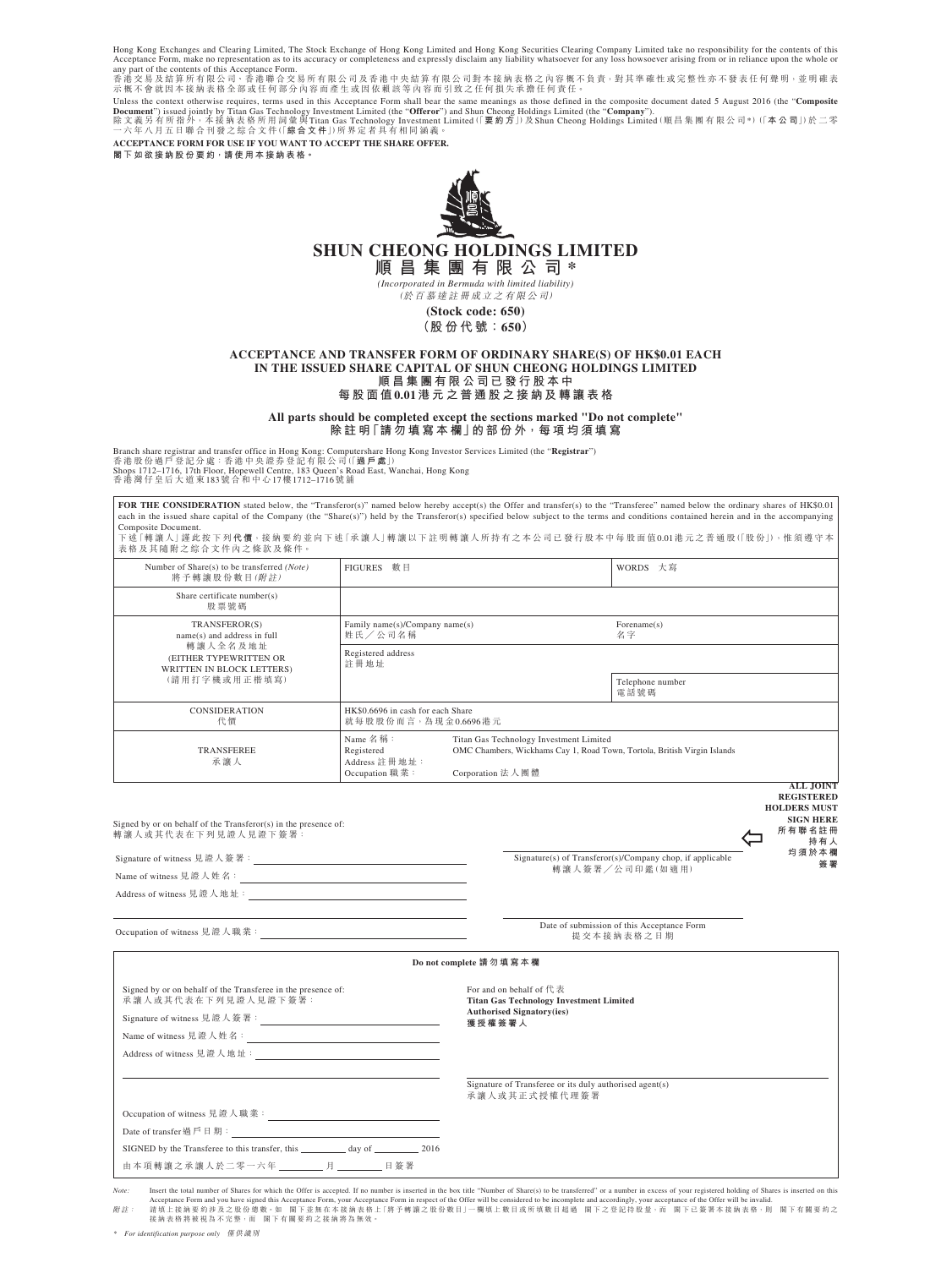Hong Kong Exchanges and Clearing Limited, The Stock Exchange of Hong Kong Limited and Hong Kong Securities Clearing Company Limited take no responsibility for the contents of this Acceptance Form, make no representation as to its accuracy or completeness and expressly disclaim any liability whatsoever for any loss howsoever arising from or in reliance upon the whole or any part of the contents of this Acceptance Form.

香港交易及結算所有限公司、香港聯合交易所有限公司及香港中央結算有限公司對本接納表格之內容概不負責，對其準確性或完整性亦不發表任何聲明，並明確表示概不會就因本接納表格全部或任何部分內容而產生或因依賴該等內容而引致之任何損失承擔任何責任。

Unless the context otherwise requires, terms used in this Acceptance Form shall bear the same meanings as those defined in the composite document dated 5 August 2016 (the "**Composite Document**") issued jointly by Titan Gas Technology Investment Limited (the "**Offeror**") and Shun Cheong Holdings Limited (the "**Company**").

除文義另有所指外，本接納表格所用詞彙與Titan Gas Technology Investment Limited(「**要約方**」)及Shun Cheong Holdings Limited(順昌集團有限公司*)(「**本公司**」)於二零一六年八月五日聯合刊發之綜合文件(「**綜合文件**」)所界定者具有相同涵義。

**ACCEPTANCE FORM FOR USE IF YOU WANT TO ACCEPT THE SHARE OFFER.**

**閣下如欲接納股份要約，請使用本接納表格。**

# SHUN CHEONG HOLDINGS LIMITED
# 順昌集團有限公司*

*(Incorporated in Bermuda with limited liability)*
*(於百慕達註冊成立之有限公司)*

**(Stock code: 650)**
**(股份代號：650)**

## ACCEPTANCE AND TRANSFER FORM OF ORDINARY SHARE(S) OF HK$0.01 EACH IN THE ISSUED SHARE CAPITAL OF SHUN CHEONG HOLDINGS LIMITED
## 順昌集團有限公司已發行股本中每股面值0.01港元之普通股之接納及轉讓表格

**All parts should be completed except the sections marked "Do not complete"**
**除註明「請勿填寫本欄」的部份外，每項均須填寫**

Branch share registrar and transfer office in Hong Kong: Computershare Hong Kong Investor Services Limited (the "**Registrar**")
香港股份過戶登記分處：香港中央證券登記有限公司(「**過戶處**」)
Shops 1712–1716, 17th Floor, Hopewell Centre, 183 Queen's Road East, Wanchai, Hong Kong
香港灣仔皇后大道東183號合和中心17樓1712–1716號舖

**FOR THE CONSIDERATION** stated below, the "Transferor(s)" named below hereby accept(s) the Offer and transfer(s) to the "Transferee" named below the ordinary shares of HK$0.01 each in the issued share capital of the Company (the "Share(s)") held by the Transferor(s) specified below subject to the terms and conditions contained herein and in the accompanying Composite Document.

下述「轉讓人」謹此按下列**代價**，接納要約並向下述「承讓人」轉讓以下註明轉讓人所持有之本公司已發行股本中每股面值0.01港元之普通股(「股份」)，惟須遵守本表格及其隨附之綜合文件內之條款及條件。

| | | |
|---|---|---|
| Number of Share(s) to be transferred *(Note)* 將予轉讓股份數目*(附註)* | FIGURES 數目 | WORDS 大寫 |
| Share certificate number(s) 股票號碼 | | |
| TRANSFEROR(S) name(s) and address in full 轉讓人全名及地址 (EITHER TYPEWRITTEN OR WRITTEN IN BLOCK LETTERS) (請用打字機或用正楷填寫) | Family name(s)/Company name(s) 姓氏／公司名稱 | Forename(s) 名字 |
| | Registered address 註冊地址 | |
| | | Telephone number 電話號碼 |
| CONSIDERATION 代價 | HK$0.6696 in cash for each Share 就每股股份而言，為現金0.6696港元 | |
| TRANSFEREE 承讓人 | Name 名稱： Titan Gas Technology Investment Limited<br>Registered Address 註冊地址： OMC Chambers, Wickhams Cay 1, Road Town, Tortola, British Virgin Islands<br>Occupation 職業： Corporation 法人團體 | |

Signed by or on behalf of the Transferor(s) in the presence of:
轉讓人或其代表在下列見證人見證下簽署：

Signature of witness 見證人簽署：

Name of witness 見證人姓名：

Address of witness 見證人地址：

Occupation of witness 見證人職業：

Signature(s) of Transferor(s)/Company chop, if applicable
轉讓人簽署／公司印鑑(如適用)

**ALL JOINT REGISTERED HOLDERS MUST SIGN HERE**
**所有聯名註冊持有人均須於本欄簽署**

Date of submission of this Acceptance Form
提交本接納表格之日期

**Do not complete 請勿填寫本欄**

Signed by or on behalf of the Transferee in the presence of:
承讓人或其代表在下列見證人見證下簽署：

Signature of witness 見證人簽署：

Name of witness 見證人姓名：

Address of witness 見證人地址：

Occupation of witness 見證人職業：

Date of transfer 過戶日期：

SIGNED by the Transferee to this transfer, this ______ day of ______ 2016

由本項轉讓之承讓人於二零一六年 ______ 月 ______ 日簽署

For and on behalf of 代表
**Titan Gas Technology Investment Limited**
**Authorised Signatory(ies)**
**獲授權簽署人**

Signature of Transferee or its duly authorised agent(s)
承讓人或其正式授權代理簽署

*Note:* Insert the total number of Shares for which the Offer is accepted. If no number is inserted in the box title "Number of Share(s) to be transferred" or a number in excess of your registered holding of Shares is inserted on this Acceptance Form and you have signed this Acceptance Form, your Acceptance Form in respect of the Offer will be considered to be incomplete and accordingly, your acceptance of the Offer will be invalid.

*附註：* 請填上接納要約涉及之股份總數。如 閣下並無在本接納表格上「將予轉讓之股份數目」一欄填上數目或所填數目超過 閣下之登記持股量，而 閣下已簽署本接納表格，則 閣下有關要約之接納表格將被視為不完整，而 閣下有關要約之接納將為無效。

\* *For identification purpose only 僅供識別*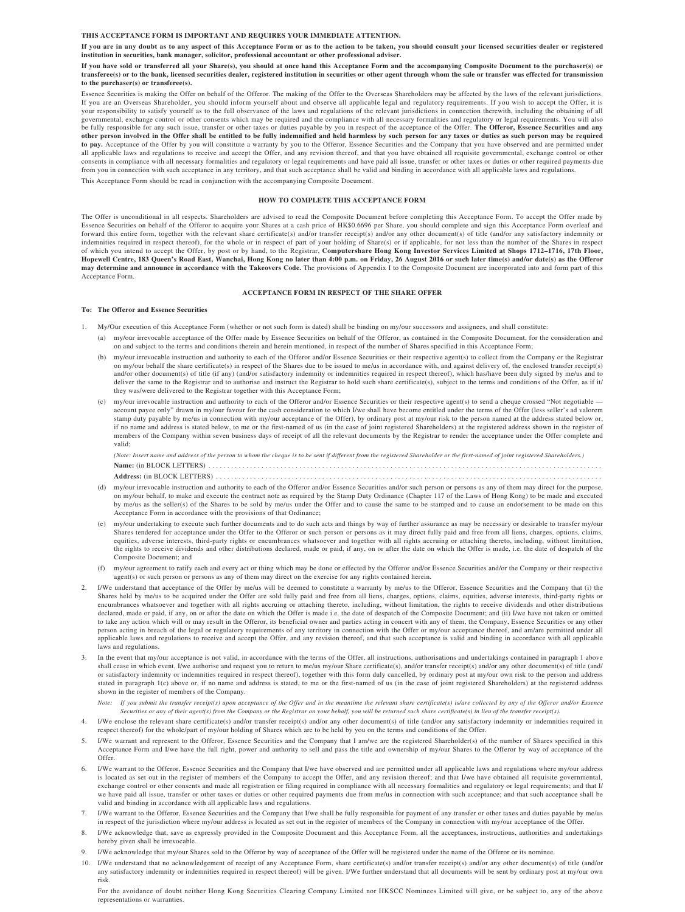**THIS ACCEPTANCE FORM IS IMPORTANT AND REQUIRES YOUR IMMEDIATE ATTENTION.**

**If you are in any doubt as to any aspect of this Acceptance Form or as to the action to be taken, you should consult your licensed securities dealer or registered institution in securities, bank manager, solicitor, professional accountant or other professional adviser.**

**If you have sold or transferred all your Share(s), you should at once hand this Acceptance Form and the accompanying Composite Document to the purchaser(s) or transferee(s) or to the bank, licensed securities dealer, registered institution in securities or other agent through whom the sale or transfer was effected for transmission to the purchaser(s) or transferee(s).**

Essence Securities is making the Offer on behalf of the Offeror. The making of the Offer to the Overseas Shareholders may be affected by the laws of the relevant jurisdictions. If you are an Overseas Shareholder, you should inform yourself about and observe all applicable legal and regulatory requirements. If you wish to accept the Offer, it is your responsibility to satisfy yourself as to the full observance of the laws and regulations of the relevant jurisdictions in connection therewith, including the obtaining of all governmental, exchange control or other consents which may be required and the compliance with all necessary formalities and regulatory or legal requirements. You will also be fully responsible for any such issue, transfer or other taxes or duties payable by you in respect of the acceptance of the Offer. **The Offeror, Essence Securities and any other person involved in the Offer shall be entitled to be fully indemnified and held harmless by such person for any taxes or duties as such person may be required to pay.** Acceptance of the Offer by you will constitute a warranty by you to the Offeror, Essence Securities and the Company that you have observed and are permitted under all applicable laws and regulations to receive and accept the Offer, and any revision thereof, and that you have obtained all requisite governmental, exchange control or other consents in compliance with all necessary formalities and regulatory or legal requirements and have paid all issue, transfer or other taxes or duties or other required payments due from you in connection with such acceptance in any territory, and that such acceptance shall be valid and binding in accordance with all applicable laws and regulations.

This Acceptance Form should be read in conjunction with the accompanying Composite Document.

## HOW TO COMPLETE THIS ACCEPTANCE FORM

The Offer is unconditional in all respects. Shareholders are advised to read the Composite Document before completing this Acceptance Form. To accept the Offer made by Essence Securities on behalf of the Offeror to acquire your Shares at a cash price of HK$0.6696 per Share, you should complete and sign this Acceptance Form overleaf and forward this entire form, together with the relevant share certificate(s) and/or transfer receipt(s) and/or any other document(s) of title (and/or any satisfactory indemnity or indemnities required in respect thereof), for the whole or in respect of part of your holding of Share(s) or if applicable, for not less than the number of the Shares in respect of which you intend to accept the Offer, by post or by hand, to the Registrar, **Computershare Hong Kong Investor Services Limited at Shops 1712–1716, 17th Floor, Hopewell Centre, 183 Queen's Road East, Wanchai, Hong Kong no later than 4:00 p.m. on Friday, 26 August 2016 or such later time(s) and/or date(s) as the Offeror may determine and announce in accordance with the Takeovers Code.** The provisions of Appendix I to the Composite Document are incorporated into and form part of this Acceptance Form.

## ACCEPTANCE FORM IN RESPECT OF THE SHARE OFFER

**To: The Offeror and Essence Securities**

1. My/Our execution of this Acceptance Form (whether or not such form is dated) shall be binding on my/our successors and assignees, and shall constitute:
   (a) my/our irrevocable acceptance of the Offer made by Essence Securities on behalf of the Offeror, as contained in the Composite Document, for the consideration and on and subject to the terms and conditions therein and herein mentioned, in respect of the number of Shares specified in this Acceptance Form;
   (b) my/our irrevocable instruction and authority to each of the Offeror and/or Essence Securities or their respective agent(s) to collect from the Company or the Registrar on my/our behalf the share certificate(s) in respect of the Shares due to be issued to me/us in accordance with, and against delivery of, the enclosed transfer receipt(s) and/or other document(s) of title (if any) (and/or satisfactory indemnity or indemnities required in respect thereof), which has/have been duly signed by me/us and to deliver the same to the Registrar and to authorise and instruct the Registrar to hold such share certificate(s), subject to the terms and conditions of the Offer, as if it/they was/were delivered to the Registrar together with this Acceptance Form;
   (c) my/our irrevocable instruction and authority to each of the Offeror and/or Essence Securities or their respective agent(s) to send a cheque crossed "Not negotiable — account payee only" drawn in my/our favour for the cash consideration to which I/we shall have become entitled under the terms of the Offer (less seller's ad valorem stamp duty payable by me/us in connection with my/our acceptance of the Offer), by ordinary post at my/our risk to the person named at the address stated below or, if no name and address is stated below, to me or the first-named of us (in the case of joint registered Shareholders) at the registered address shown in the register of members of the Company within seven business days of receipt of all the relevant documents by the Registrar to render the acceptance under the Offer complete and valid;

      *(Note: Insert name and address of the person to whom the cheque is to be sent if different from the registered Shareholder or the first-named of joint registered Shareholders.)*

      **Name:** (in BLOCK LETTERS) ............................................................

      **Address:** (in BLOCK LETTERS) ............................................................
   (d) my/our irrevocable instruction and authority to each of the Offeror and/or Essence Securities and/or such person or persons as any of them may direct for the purpose, on my/our behalf, to make and execute the contract note as required by the Stamp Duty Ordinance (Chapter 117 of the Laws of Hong Kong) to be made and executed by me/us as the seller(s) of the Shares to be sold by me/us under the Offer and to cause the same to be stamped and to cause an endorsement to be made on this Acceptance Form in accordance with the provisions of that Ordinance;
   (e) my/our undertaking to execute such further documents and to do such acts and things by way of further assurance as may be necessary or desirable to transfer my/our Shares tendered for acceptance under the Offer to the Offeror or such person or persons as it may direct fully paid and free from all liens, charges, options, claims, equities, adverse interests, third-party rights or encumbrances whatsoever and together with all rights accruing or attaching thereto, including, without limitation, the rights to receive dividends and other distributions declared, made or paid, if any, on or after the date on which the Offer is made, i.e. the date of despatch of the Composite Document; and
   (f) my/our agreement to ratify each and every act or thing which may be done or effected by the Offeror and/or Essence Securities and/or the Company or their respective agent(s) or such person or persons as any of them may direct on the exercise for any rights contained herein.
2. I/We understand that acceptance of the Offer by me/us will be deemed to constitute a warranty by me/us to the Offeror, Essence Securities and the Company that (i) the Shares held by me/us to be acquired under the Offer are sold fully paid and free from all liens, charges, options, claims, equities, adverse interests, third-party rights or encumbrances whatsoever and together with all rights accruing or attaching thereto, including, without limitation, the rights to receive dividends and other distributions declared, made or paid, if any, on or after the date on which the Offer is made i.e. the date of despatch of the Composite Document; and (ii) I/we have not taken or omitted to take any action which will or may result in the Offeror, its beneficial owner and parties acting in concert with any of them, the Company, Essence Securities or any other person acting in breach of the legal or regulatory requirements of any territory in connection with the Offer or my/our acceptance thereof, and am/are permitted under all applicable laws and regulations to receive and accept the Offer, and any revision thereof, and that such acceptance is valid and binding in accordance with all applicable laws and regulations.
3. In the event that my/our acceptance is not valid, in accordance with the terms of the Offer, all instructions, authorisations and undertakings contained in paragraph 1 above shall cease in which event, I/we authorise and request you to return to me/us my/our Share certificate(s), and/or transfer receipt(s) and/or any other document(s) of title (and/or satisfactory indemnity or indemnities required in respect thereof), together with this form duly cancelled, by ordinary post at my/our own risk to the person and address stated in paragraph 1(c) above or, if no name and address is stated, to me or the first-named of us (in the case of joint registered Shareholders) at the registered address shown in the register of members of the Company.

   *Note: If you submit the transfer receipt(s) upon acceptance of the Offer and in the meantime the relevant share certificate(s) is/are collected by any of the Offeror and/or Essence Securities or any of their agent(s) from the Company or the Registrar on your behalf, you will be returned such share certificate(s) in lieu of the transfer receipt(s).*
4. I/We enclose the relevant share certificate(s) and/or transfer receipt(s) and/or any other document(s) of title (and/or any satisfactory indemnity or indemnities required in respect thereof) for the whole/part of my/our holding of Shares which are to be held by you on the terms and conditions of the Offer.
5. I/We warrant and represent to the Offeror, Essence Securities and the Company that I am/we are the registered Shareholder(s) of the number of Shares specified in this Acceptance Form and I/we have the full right, power and authority to sell and pass the title and ownership of my/our Shares to the Offeror by way of acceptance of the Offer.
6. I/We warrant to the Offeror, Essence Securities and the Company that I/we have observed and are permitted under all applicable laws and regulations where my/our address is located as set out in the register of members of the Company to accept the Offer, and any revision thereof; and that I/we have obtained all requisite governmental, exchange control or other consents and made all registration or filing required in compliance with all necessary formalities and regulatory or legal requirements; and that I/we have paid all issue, transfer or other taxes or duties or other required payments due from me/us in connection with such acceptance; and that such acceptance shall be valid and binding in accordance with all applicable laws and regulations.
7. I/We warrant to the Offeror, Essence Securities and the Company that I/we shall be fully responsible for payment of any transfer or other taxes and duties payable by me/us in respect of the jurisdiction where my/our address is located as set out in the register of members of the Company in connection with my/our acceptance of the Offer.
8. I/We acknowledge that, save as expressly provided in the Composite Document and this Acceptance Form, all the acceptances, instructions, authorities and undertakings hereby given shall be irrevocable.
9. I/We acknowledge that my/our Shares sold to the Offeror by way of acceptance of the Offer will be registered under the name of the Offeror or its nominee.
10. I/We understand that no acknowledgement of receipt of any Acceptance Form, share certificate(s) and/or transfer receipt(s) and/or any other document(s) of title (and/or any satisfactory indemnity or indemnities required in respect thereof) will be given. I/We further understand that all documents will be sent by ordinary post at my/our own risk.

    For the avoidance of doubt neither Hong Kong Securities Clearing Company Limited nor HKSCC Nominees Limited will give, or be subject to, any of the above representations or warranties.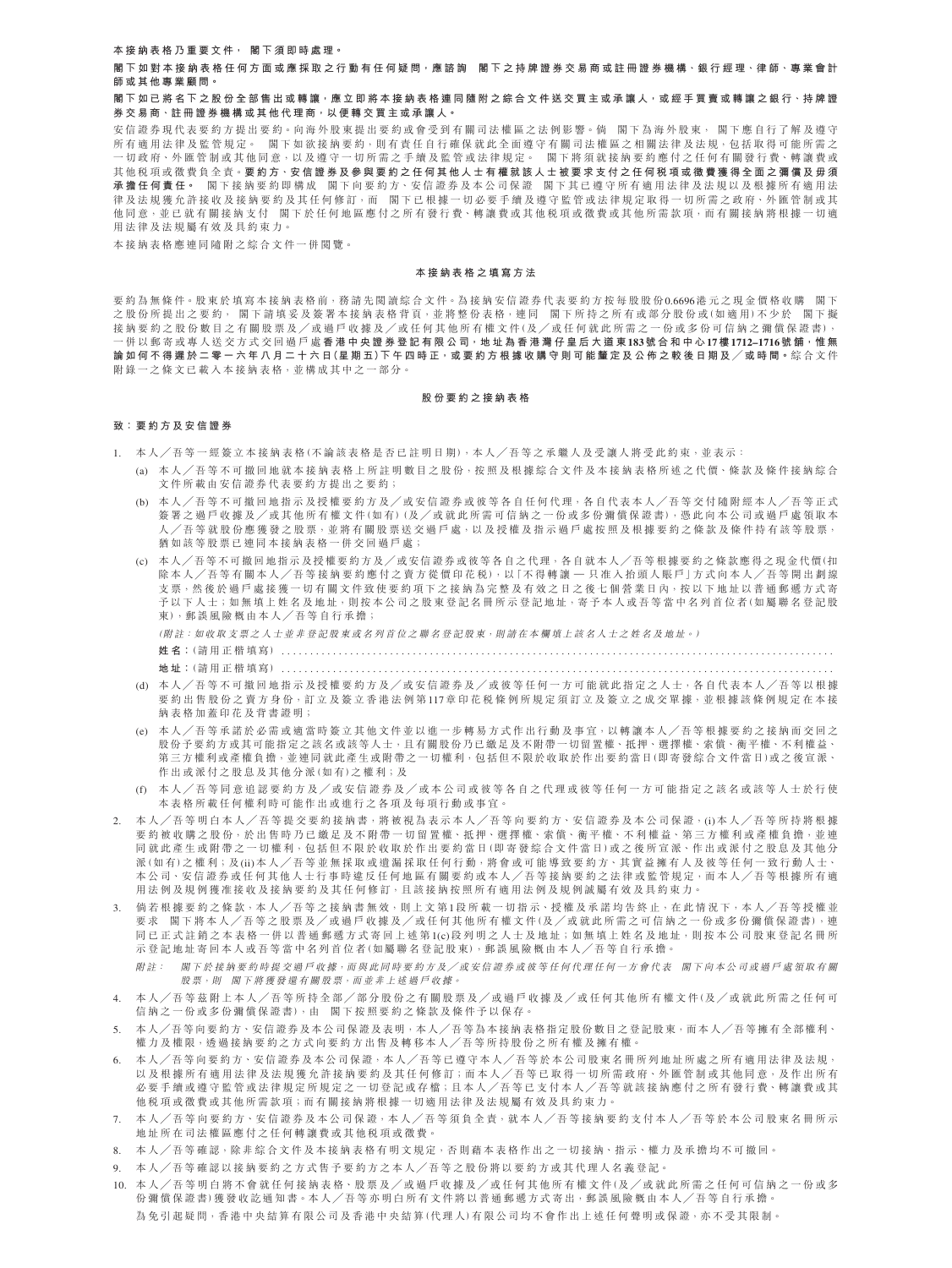**本接納表格乃重要文件，閣下須即時處理。**

**閣下如對本接納表格任何方面或應採取之行動有任何疑問，應諮詢閣下之持牌證券交易商或註冊證券機構、銀行經理、律師、專業會計師或其他專業顧問。**

**閣下如已將名下之股份全部售出或轉讓，應立即將本接納表格連同隨附之綜合文件送交買主或承讓人，或經手買賣或轉讓之銀行、持牌證券交易商、註冊證券機構或其他代理商，以便轉交買主或承讓人。**

安信證券現代表要約方提出要約。向海外股東提出要約或會受到有關司法權區之法例影響。倘閣下為海外股東，閣下應自行了解及遵守所有適用法律及監管規定。閣下如欲接納要約，則有責任自行確保就此全面遵守有關司法權區之相關法律及法規，包括取得可能所需之一切政府、外匯管制或其他同意，以及遵守一切所需之手續及監管或法律規定。閣下將須就接納要約應付之任何有關發行費、轉讓費或其他税項或徵費負全責。**要約方、安信證券及參與要約之任何其他人士有權就該人士被要求支付之任何税項或徵費獲得全面之彌償及毋須承擔任何責任。**閣下接納要約即構成閣下向要約方、安信證券及本公司保證閣下其已遵守所有適用法律及法規以及根據所有適用法律及法規獲允許接收及接納要約及其任何修訂，而閣下已根據一切必要手續及遵守監管或法律規定取得一切所需之政府、外匯管制或其他同意，並已就有關接納支付閣下於任何地區應付之所有發行費、轉讓費或其他税項或徵費或其他所需款項，而有關接納將根據一切適用法律及法規屬有效及具約束力。

本接納表格應連同隨附之綜合文件一併閱覽。

## 本接納表格之填寫方法

要約為無條件。股東於填寫本接納表格前，務請先閱讀綜合文件。為接納安信證券代表要約方按每股股份0.6696港元之現金價格收購閣下之股份所提出之要約，閣下請填妥及簽署本接納表格背頁，並將整份表格，連同閣下所持之所有或部分股份或(如適用)不少於閣下擬接納要約之股份數目之有關股票及╱或過戶收據及╱或任何其他所有權文件(及╱或任何就此所需之一份或多份可信納之彌償保證書)，一併以郵寄或專人送交方式交回過戶處**香港中央證券登記有限公司，地址為香港灣仔皇后大道東183號合和中心17樓1712–1716號舖，惟無論如何不得遲於二零一六年八月二十六日(星期五)下午四時正，或要約方根據收購守則可能釐定及公佈之較後日期及╱或時間。**綜合文件附錄一之條文已載入本接納表格，並構成其中之一部分。

## 股份要約之接納表格

**致：要約方及安信證券**

1. 本人╱吾等一經簽立本接納表格(不論該表格是否已註明日期)，本人╱吾等之承繼人及受讓人將受此約束，並表示：
   (a) 本人╱吾等不可撤回地就本接納表格上所註明數目之股份，按照及根據綜合文件及本接納表格所述之代價、條款及條件接納綜合文件所載由安信證券代表要約方提出之要約；
   (b) 本人╱吾等不可撤回地指示及授權要約方及╱或安信證券或彼等各自任何代理，各自代表本人╱吾等交付隨附經本人╱吾等正式簽署之過戶收據及╱或其他所有權文件(如有)(及╱或就此所需可信納之一份或多份彌償保證書)，憑此向本公司或過戶處領取本人╱吾等就股份應獲發之股票，並將有關股票送交過戶處，以及授權及指示過戶處按照及根據要約之條款及條件持有該等股票，猶如該等股票已連同本接納表格一併交回過戶處；
   (c) 本人╱吾等不可撤回地指示及授權要約方及╱或安信證券或彼等各自之代理，各自就本人╱吾等根據要約之條款應得之現金代價(扣除本人╱吾等有關本人╱吾等接納要約應付之賣方從價印花税)，以「不得轉讓 — 只准入抬頭人賬戶」方式向本人╱吾等開出劃線支票，然後於過戶處接獲一切有關文件致使要約項下之接納為完整及有效之日之後七個營業日內，按以下地址以普通郵遞方式寄予以下人士；如無填上姓名及地址，則按本公司之股東登記名冊所示登記地址，寄予本人或吾等當中名列首位者(如屬聯名登記股東)，郵誤風險概由本人╱吾等自行承擔；

      *(附註：如收取支票之人士並非登記股東或名列首位之聯名登記股東，則請在本欄填上該名人士之姓名及地址。)*

      姓名：(請用正楷填寫) ..............................................................................................

      地址：(請用正楷填寫) ..............................................................................................
   (d) 本人╱吾等不可撤回地指示及授權要約方及╱或安信證券及╱或彼等任何一方可能就此指定之人士，各自代表本人╱吾等以根據要約出售股份之賣方身份，訂立及簽立香港法例第117章印花税條例所規定須訂立及簽立之成交單據，並根據該條例規定在本接納表格加蓋印花及背書證明；
   (e) 本人╱吾等承諾於必需或適當時簽立其他文件並以進一步轉易方式作出行動及事宜，以轉讓本人╱吾等根據要約之接納而交回之股份予要約方或其可能指定之該名或該等人士，且有關股份乃已繳足及不附帶一切留置權、抵押、選擇權、索償、衡平權、不利權益、第三方權利或產權負擔，並連同就此產生或附帶之一切權利，包括但不限於收取於作出要約當日(即寄發綜合文件當日)或之後宣派、作出或派付之股息及其他分派(如有)之權利；及
   (f) 本人╱吾等同意追認要約方及╱或安信證券及╱或本公司或彼等各自之代理或彼等任何一方可能指定之該名或該等人士於行使本表格所載任何權利時可能作出或進行之各項及每項行動或事宜。
2. 本人╱吾等明白本人╱吾等提交要約接納書，將被視為表示本人╱吾等向要約方、安信證券及本公司保證，(i)本人╱吾等所持將根據要約被收購之股份，於出售時乃已繳足及不附帶一切留置權、抵押、選擇權、索償、衡平權、不利權益、第三方權利或產權負擔，並連同就此產生或附帶之一切權利，包括但不限於收取於作出要約當日(即寄發綜合文件當日)或之後所宣派、作出或派付之股息及其他分派(如有)之權利；及(ii)本人╱吾等並無採取或遺漏採取任何行動，將會或可能導致要約方、其實益擁有人及彼等任何一致行動人士、本公司、安信證券或任何其他人士行事時違反任何地區有關要約或本人╱吾等接納要約之法律或監管規定，而本人╱吾等根據所有適用法例及規例獲准接收及接納要約及其任何修訂，且該接納按照所有適用法例及規例屬有效及具約束力。
3. 倘若根據要約之條款，本人╱吾等之接納書無效，則上文第1段所載一切指示、授權及承諾均告終止，在此情況下，本人╱吾等授權並要求閣下將本人╱吾等之股票及╱或過戶收據及╱或任何其他所有權文件(及╱或就此所需之可信納之一份或多份彌償保證書)，連同已正式註銷之本表格一併以普通郵遞方式寄回上述第1(c)段列明之人士及地址；如無填上姓名及地址，則按本公司股東登記名冊所示登記地址寄回本人或吾等當中名列首位者(如屬聯名登記股東)，郵誤風險概由本人╱吾等自行承擔。

   *附註：閣下於接納要約時提交過戶收據，而與此同時要約方及╱或安信證券或彼等任何代理任何一方會代表閣下向本公司或過戶處領取有關股票，則閣下將獲發還有關股票，而並非上述過戶收據。*
4. 本人╱吾等茲附上本人╱吾等所持全部╱部分股份之有關股票及╱或過戶收據及╱或任何其他所有權文件(及╱或就此所需之任何可信納之一份或多份彌償保證書)，由閣下按照要約之條款及條件予以保存。
5. 本人╱吾等向要約方、安信證券及本公司保證及表明，本人╱吾等為本接納表格指定股份數目之登記股東，而本人╱吾等擁有全部權利、權力及權限，透過接納要約之方式向要約方出售及轉移本人╱吾等所持股份之所有權及擁有權。
6. 本人╱吾等向要約方、安信證券及本公司保證，本人╱吾等已遵守本人╱吾等於本公司股東名冊所列地址所處之所有適用法律及法規，以及根據所有適用法律及法規獲允許接納要約及其任何修訂；而本人╱吾等已取得一切所需政府、外匯管制或其他同意，及作出所有必要手續或遵守監管或法律規定所規定之一切登記或存檔；且本人╱吾等已支付本人╱吾等就該接納應付之所有發行費、轉讓費或其他税項或徵費或其他所需款項；而有關接納將根據一切適用法律及法規屬有效及具約束力。
7. 本人╱吾等向要約方、安信證券及本公司保證，本人╱吾等須負全責，就本人╱吾等接納要約支付本人╱吾等於本公司股東登記名冊所示地址所在司法權區應付之任何轉讓費或其他税項或徵費。
8. 本人╱吾等確認，除非綜合文件及本接納表格有明文規定，否則藉本表格作出之一切接納、指示、權力及承擔均不可撤回。
9. 本人╱吾等確認以接納要約之方式售予要約方之本人╱吾等之股份將以要約方或其代理人名義登記。
10. 本人╱吾等明白將不會就任何接納表格、股票及╱或過戶收據及╱或任何其他所有權文件(及╱或就此所需之任何可信納之一份或多份彌償保證書)獲發收訖通知書。本人╱吾等亦明白所有文件將以普通郵遞方式寄出，郵誤風險概由本人╱吾等自行承擔。

    為免引起疑問，香港中央結算有限公司及香港中央結算(代理人)有限公司均不會作出上述任何聲明或保證，亦不受其限制。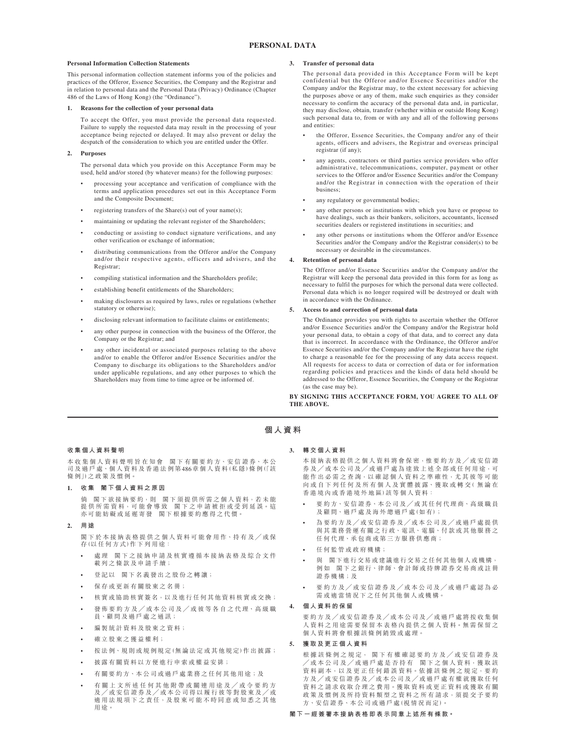# PERSONAL DATA

**Personal Information Collection Statements**

This personal information collection statement informs you of the policies and practices of the Offeror, Essence Securities, the Company and the Registrar and in relation to personal data and the Personal Data (Privacy) Ordinance (Chapter 486 of the Laws of Hong Kong) (the "Ordinance").

**1. Reasons for the collection of your personal data**

To accept the Offer, you must provide the personal data requested. Failure to supply the requested data may result in the processing of your acceptance being rejected or delayed. It may also prevent or delay the despatch of the consideration to which you are entitled under the Offer.

**2. Purposes**

The personal data which you provide on this Acceptance Form may be used, held and/or stored (by whatever means) for the following purposes:

- processing your acceptance and verification of compliance with the terms and application procedures set out in this Acceptance Form and the Composite Document;
- registering transfers of the Share(s) out of your name(s);
- maintaining or updating the relevant register of the Shareholders;
- conducting or assisting to conduct signature verifications, and any other verification or exchange of information;
- distributing communications from the Offeror and/or the Company and/or their respective agents, officers and advisers, and the Registrar;
- compiling statistical information and the Shareholders profile;
- establishing benefit entitlements of the Shareholders;
- making disclosures as required by laws, rules or regulations (whether statutory or otherwise);
- disclosing relevant information to facilitate claims or entitlements;
- any other purpose in connection with the business of the Offeror, the Company or the Registrar; and
- any other incidental or associated purposes relating to the above and/or to enable the Offeror and/or Essence Securities and/or the Company to discharge its obligations to the Shareholders and/or under applicable regulations, and any other purposes to which the Shareholders may from time to time agree or be informed of.

**3. Transfer of personal data**

The personal data provided in this Acceptance Form will be kept confidential but the Offeror and/or Essence Securities and/or the Company and/or the Registrar may, to the extent necessary for achieving the purposes above or any of them, make such enquiries as they consider necessary to confirm the accuracy of the personal data and, in particular, they may disclose, obtain, transfer (whether within or outside Hong Kong) such personal data to, from or with any and all of the following persons and entities:

- the Offeror, Essence Securities, the Company and/or any of their agents, officers and advisers, the Registrar and overseas principal registrar (if any);
- any agents, contractors or third parties service providers who offer administrative, telecommunications, computer, payment or other services to the Offeror and/or Essence Securities and/or the Company and/or the Registrar in connection with the operation of their business;
- any regulatory or governmental bodies;
- any other persons or institutions with which you have or propose to have dealings, such as their bankers, solicitors, accountants, licensed securities dealers or registered institutions in securities; and
- any other persons or institutions whom the Offeror and/or Essence Securities and/or the Company and/or the Registrar consider(s) to be necessary or desirable in the circumstances.

**4. Retention of personal data**

The Offeror and/or Essence Securities and/or the Company and/or the Registrar will keep the personal data provided in this form for as long as necessary to fulfil the purposes for which the personal data were collected. Personal data which is no longer required will be destroyed or dealt with in accordance with the Ordinance.

**5. Access to and correction of personal data**

The Ordinance provides you with rights to ascertain whether the Offeror and/or Essence Securities and/or the Company and/or the Registrar hold your personal data, to obtain a copy of that data, and to correct any data that is incorrect. In accordance with the Ordinance, the Offeror and/or Essence Securities and/or the Company and/or the Registrar have the right to charge a reasonable fee for the processing of any data access request. All requests for access to data or correction of data or for information regarding policies and practices and the kinds of data held should be addressed to the Offeror, Essence Securities, the Company or the Registrar (as the case may be).

**BY SIGNING THIS ACCEPTANCE FORM, YOU AGREE TO ALL OF THE ABOVE.**

# 個人資料

**收集個人資料聲明**

本收集個人資料聲明旨在知會　閣下有關要約方、安信證券、本公司及過戶處、個人資料及香港法例第486章個人資料(私隱)條例(「該條例」)之政策及慣例。

**1. 收集　閣下個人資料之原因**

倘　閣下欲接納要約，則　閣下須提供所需之個人資料，若未能提供所需資料，可能會導致　閣下之申請被拒或受到延誤。這亦可能妨礙或延遲寄發　閣下根據要約應得之代價。

**2. 用途**

閣下於本接納表格提供之個人資料可能會用作、持有及╱或保存(以任何方式)作下列用途：

- 處理　閣下之接納申請及核實遵循本接納表格及綜合文件載列之條款及申請手續；
- 登記以　閣下名義發出之股份之轉讓；
- 保存或更新有關股東之名冊；
- 核實或協助核實簽名，以及進行任何其他資料核實或交換；
- 發佈要約方及╱或本公司及╱或彼等各自之代理、高級職員、顧問及過戶處之通訊；
- 編製統計資料及股東之資料；
- 確立股東之獲益權利；
- 按法例、規則或規例規定(無論法定或其他規定)作出披露；
- 披露有關資料以方便進行申索或權益安排；
- 有關要約方、本公司或過戶處業務之任何其他用途；及
- 有關上文所述任何其他附帶或關連用途及╱或令要約方及╱或安信證券及╱或本公司得以履行彼等對股東及╱或適用法規項下之責任，及股東可能不時同意或知悉之其他用途。

**3. 轉交個人資料**

本接納表格提供之個人資料將會保密，惟要約方及╱或安信證券及╱或本公司及╱或過戶處為達致上述全部或任何用途，可能作出必需之查詢，以確認個人資料之準確性，尤其彼等可能向或自下列任何及所有個人及實體披露、獲取或轉交(無論在香港境內或香港境外地區)該等個人資料：

- 要約方、安信證券、本公司及╱或其任何代理商、高級職員及顧問、過戶處及海外總過戶處(如有)；
- 為要約方及╱或安信證券及╱或本公司及╱或過戶處提供與其業務營運有關之行政、電訊、電腦、付款或其他服務之任何代理、承包商或第三方服務供應商；
- 任何監管或政府機構；
- 與　閣下進行交易或建議進行交易之任何其他個人或機構，例如　閣下之銀行、律師、會計師或持牌證券交易商或註冊證券機構；及
- 要約方及╱或安信證券及╱或本公司及╱或過戶處認為必需或適當情況下之任何其他個人或機構。

**4. 個人資料的保留**

要約方及╱或安信證券及╱或本公司及╱或過戶處將按收集個人資料之用途需要保留本表格內提供之個人資料。無需保留之個人資料將會根據該條例銷毀或處理。

**5. 獲取及更正個人資料**

根據該條例之規定，　閣下有權確認要約方及╱或安信證券及╱或本公司及╱或過戶處是否持有　閣下之個人資料，獲取該資料副本，以及更正任何錯誤資料。依據該條例之規定，要約方及╱或安信證券及╱或本公司及╱或過戶處有權就獲取任何資料之請求收取合理之費用。獲取資料或更正資料或獲取有關政策及慣例及所持資料類型之資料之所有請求，須提交予要約方、安信證券、本公司或過戶處(視情況而定)。

**閣下一經簽署本接納表格即表示同意上述所有條款。**